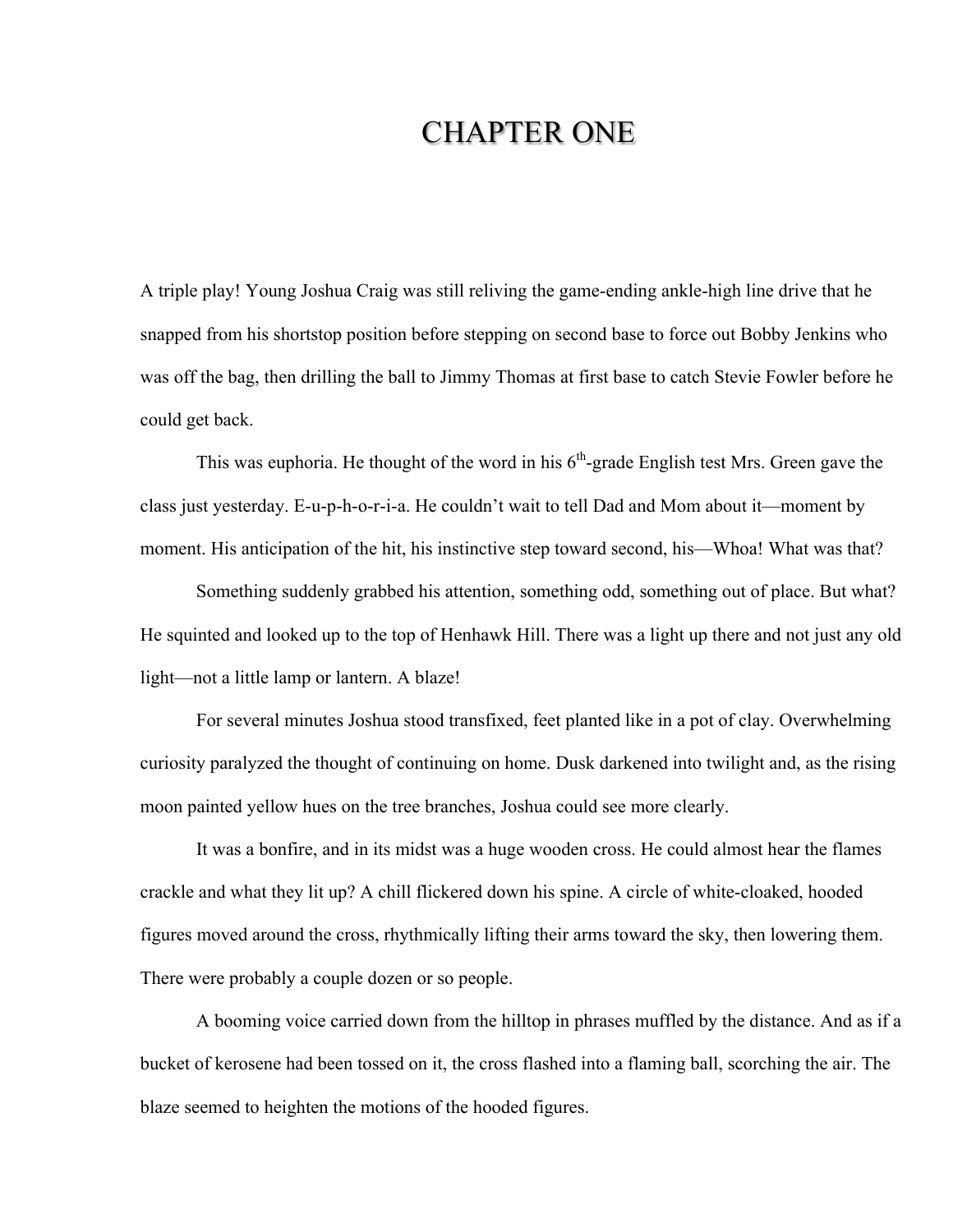# CHAPTER ONE

A triple play! Young Joshua Craig was still reliving the game-ending ankle-high line drive that he snapped from his shortstop position before stepping on second base to force out Bobby Jenkins who was off the bag, then drilling the ball to Jimmy Thomas at first base to catch Stevie Fowler before he could get back.

This was euphoria. He thought of the word in his 6th-grade English test Mrs. Green gave the class just yesterday. E-u-p-h-o-r-i-a. He couldn't wait to tell Dad and Mom about it—moment by moment. His anticipation of the hit, his instinctive step toward second, his—Whoa! What was that?

Something suddenly grabbed his attention, something odd, something out of place. But what? He squinted and looked up to the top of Henhawk Hill. There was a light up there and not just any old light—not a little lamp or lantern. A blaze!

For several minutes Joshua stood transfixed, feet planted like in a pot of clay. Overwhelming curiosity paralyzed the thought of continuing on home. Dusk darkened into twilight and, as the rising moon painted yellow hues on the tree branches, Joshua could see more clearly.

It was a bonfire, and in its midst was a huge wooden cross. He could almost hear the flames crackle and what they lit up? A chill flickered down his spine. A circle of white-cloaked, hooded figures moved around the cross, rhythmically lifting their arms toward the sky, then lowering them. There were probably a couple dozen or so people.

A booming voice carried down from the hilltop in phrases muffled by the distance. And as if a bucket of kerosene had been tossed on it, the cross flashed into a flaming ball, scorching the air. The blaze seemed to heighten the motions of the hooded figures.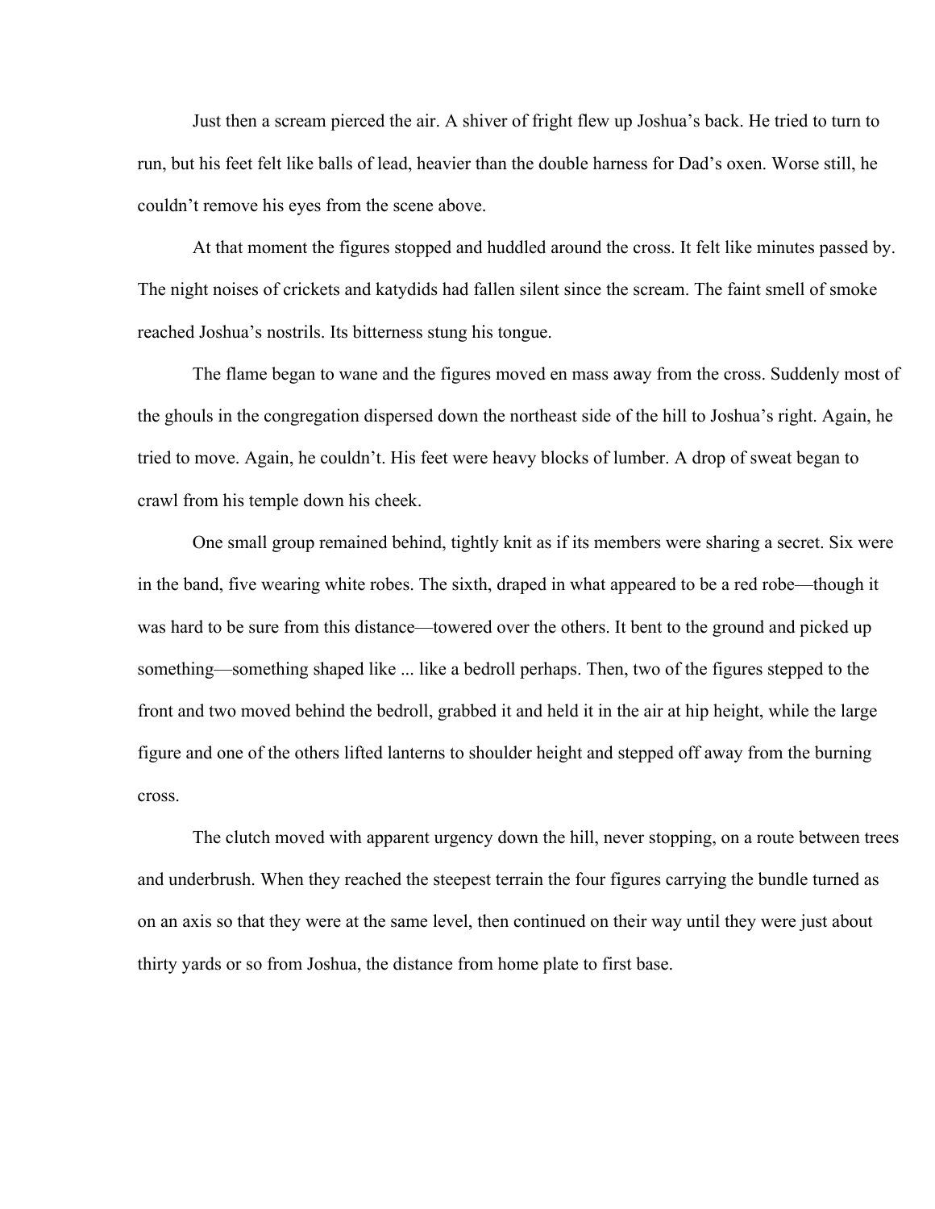Just then a scream pierced the air. A shiver of fright flew up Joshua's back. He tried to turn to run, but his feet felt like balls of lead, heavier than the double harness for Dad's oxen. Worse still, he couldn't remove his eyes from the scene above.

At that moment the figures stopped and huddled around the cross. It felt like minutes passed by. The night noises of crickets and katydids had fallen silent since the scream. The faint smell of smoke reached Joshua's nostrils. Its bitterness stung his tongue.

The flame began to wane and the figures moved en mass away from the cross. Suddenly most of the ghouls in the congregation dispersed down the northeast side of the hill to Joshua's right. Again, he tried to move. Again, he couldn't. His feet were heavy blocks of lumber. A drop of sweat began to crawl from his temple down his cheek.

One small group remained behind, tightly knit as if its members were sharing a secret. Six were in the band, five wearing white robes. The sixth, draped in what appeared to be a red robe—though it was hard to be sure from this distance—towered over the others. It bent to the ground and picked up something—something shaped like ... like a bedroll perhaps. Then, two of the figures stepped to the front and two moved behind the bedroll, grabbed it and held it in the air at hip height, while the large figure and one of the others lifted lanterns to shoulder height and stepped off away from the burning cross.

The clutch moved with apparent urgency down the hill, never stopping, on a route between trees and underbrush. When they reached the steepest terrain the four figures carrying the bundle turned as on an axis so that they were at the same level, then continued on their way until they were just about thirty yards or so from Joshua, the distance from home plate to first base.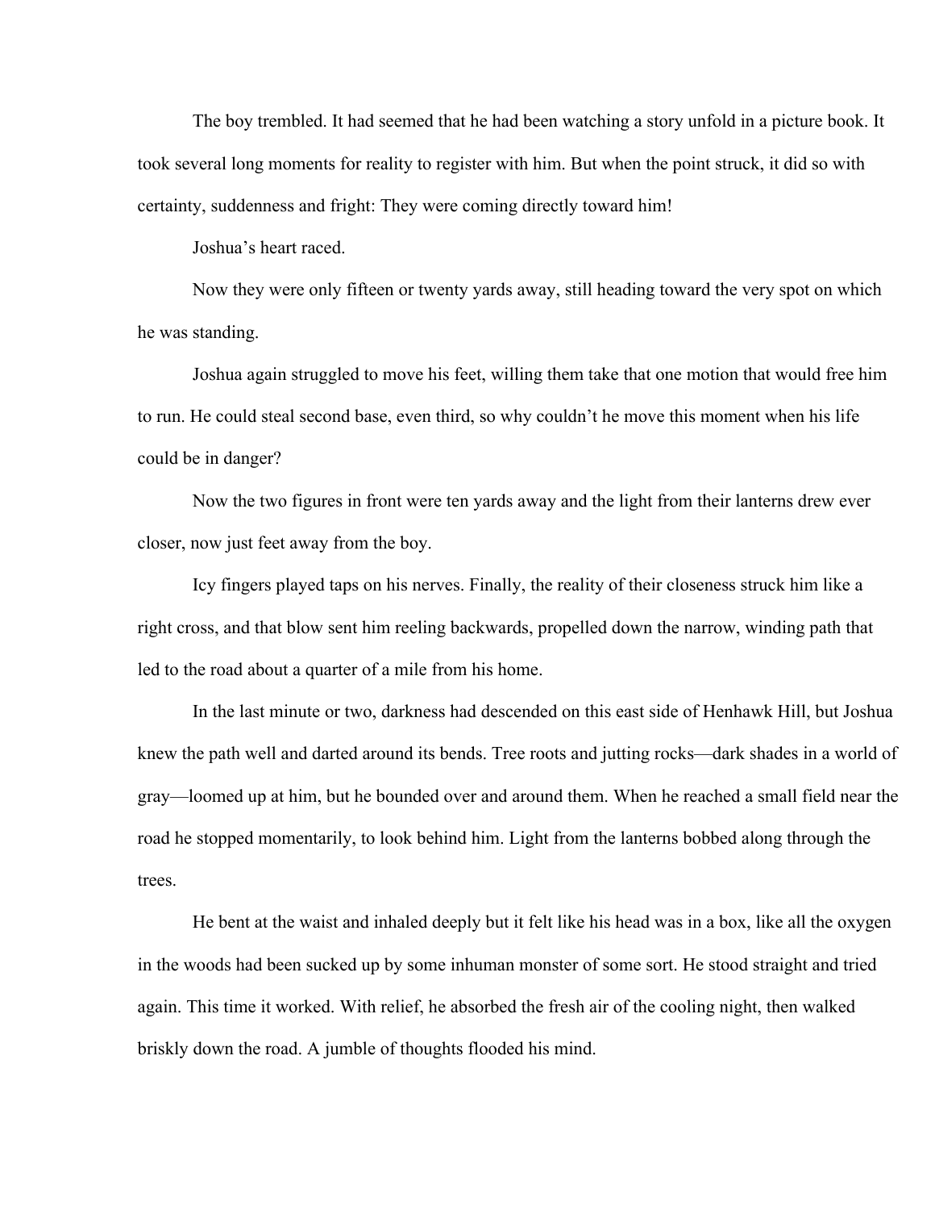The boy trembled. It had seemed that he had been watching a story unfold in a picture book. It took several long moments for reality to register with him. But when the point struck, it did so with certainty, suddenness and fright: They were coming directly toward him!

Joshua's heart raced.

Now they were only fifteen or twenty yards away, still heading toward the very spot on which he was standing.

Joshua again struggled to move his feet, willing them take that one motion that would free him to run. He could steal second base, even third, so why couldn't he move this moment when his life could be in danger?

Now the two figures in front were ten yards away and the light from their lanterns drew ever closer, now just feet away from the boy.

Icy fingers played taps on his nerves. Finally, the reality of their closeness struck him like a right cross, and that blow sent him reeling backwards, propelled down the narrow, winding path that led to the road about a quarter of a mile from his home.

In the last minute or two, darkness had descended on this east side of Henhawk Hill, but Joshua knew the path well and darted around its bends. Tree roots and jutting rocks—dark shades in a world of gray—loomed up at him, but he bounded over and around them. When he reached a small field near the road he stopped momentarily, to look behind him. Light from the lanterns bobbed along through the trees.

He bent at the waist and inhaled deeply but it felt like his head was in a box, like all the oxygen in the woods had been sucked up by some inhuman monster of some sort. He stood straight and tried again. This time it worked. With relief, he absorbed the fresh air of the cooling night, then walked briskly down the road. A jumble of thoughts flooded his mind.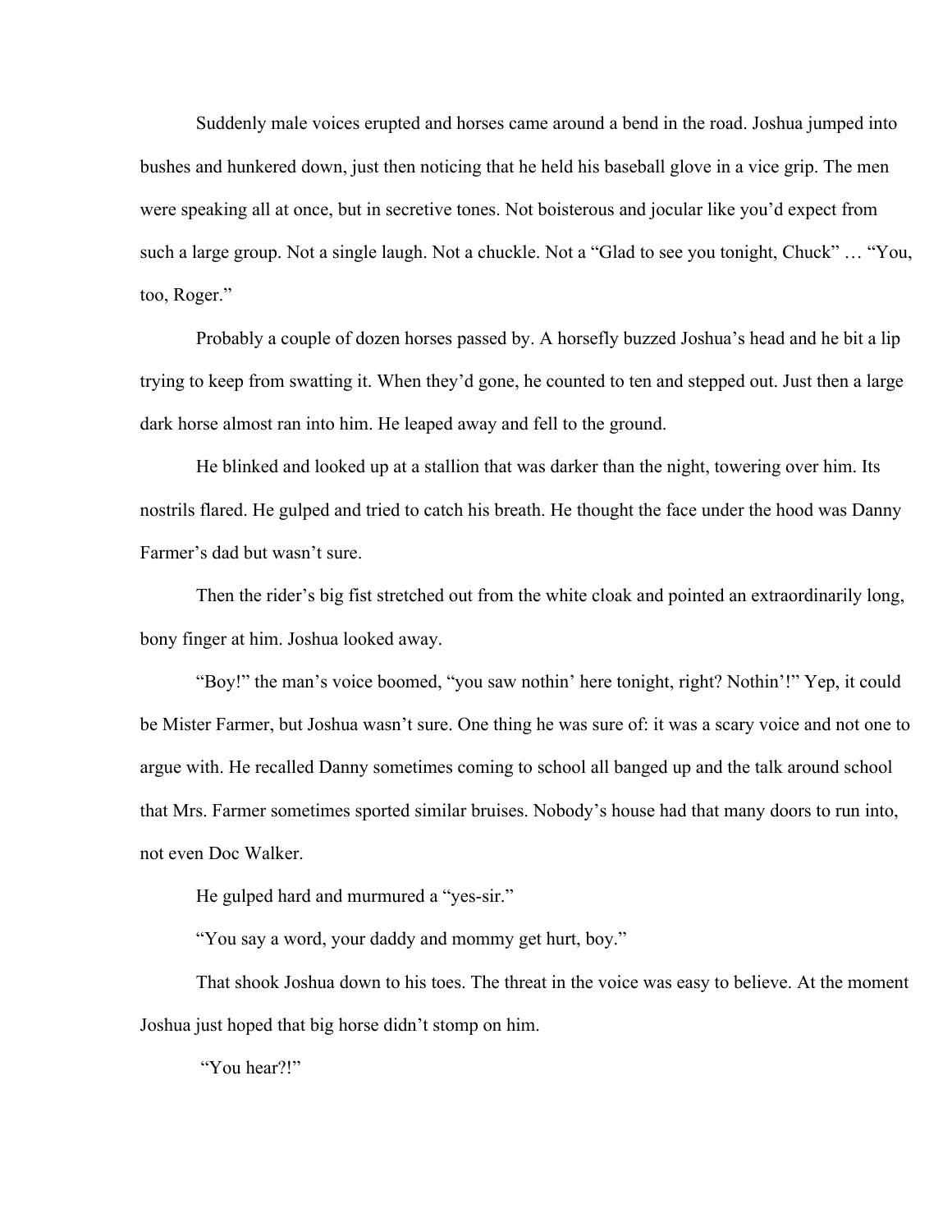Suddenly male voices erupted and horses came around a bend in the road. Joshua jumped into bushes and hunkered down, just then noticing that he held his baseball glove in a vice grip. The men were speaking all at once, but in secretive tones. Not boisterous and jocular like you'd expect from such a large group. Not a single laugh. Not a chuckle. Not a "Glad to see you tonight, Chuck" … "You, too, Roger."

Probably a couple of dozen horses passed by. A horsefly buzzed Joshua's head and he bit a lip trying to keep from swatting it. When they'd gone, he counted to ten and stepped out. Just then a large dark horse almost ran into him. He leaped away and fell to the ground.

He blinked and looked up at a stallion that was darker than the night, towering over him. Its nostrils flared. He gulped and tried to catch his breath. He thought the face under the hood was Danny Farmer's dad but wasn't sure.

Then the rider's big fist stretched out from the white cloak and pointed an extraordinarily long, bony finger at him. Joshua looked away.

"Boy!" the man's voice boomed, "you saw nothin' here tonight, right? Nothin'!" Yep, it could be Mister Farmer, but Joshua wasn't sure. One thing he was sure of: it was a scary voice and not one to argue with. He recalled Danny sometimes coming to school all banged up and the talk around school that Mrs. Farmer sometimes sported similar bruises. Nobody's house had that many doors to run into, not even Doc Walker.

He gulped hard and murmured a "yes-sir."

"You say a word, your daddy and mommy get hurt, boy."

That shook Joshua down to his toes. The threat in the voice was easy to believe. At the moment Joshua just hoped that big horse didn't stomp on him.

"You hear?!"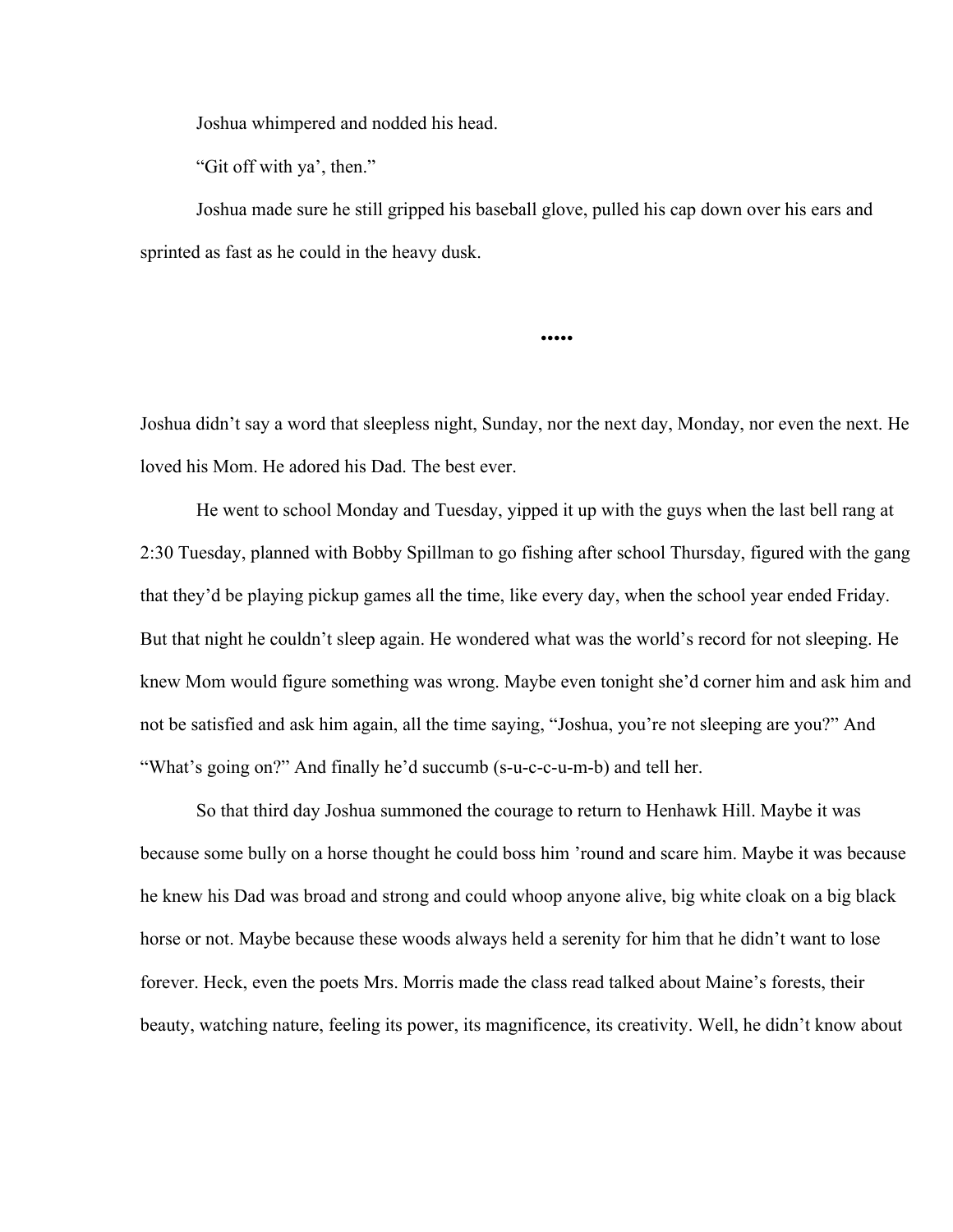Joshua whimpered and nodded his head.

"Git off with ya', then."

Joshua made sure he still gripped his baseball glove, pulled his cap down over his ears and sprinted as fast as he could in the heavy dusk.

•••••

Joshua didn't say a word that sleepless night, Sunday, nor the next day, Monday, nor even the next. He loved his Mom. He adored his Dad. The best ever.

He went to school Monday and Tuesday, yipped it up with the guys when the last bell rang at 2:30 Tuesday, planned with Bobby Spillman to go fishing after school Thursday, figured with the gang that they'd be playing pickup games all the time, like every day, when the school year ended Friday. But that night he couldn't sleep again. He wondered what was the world's record for not sleeping. He knew Mom would figure something was wrong. Maybe even tonight she'd corner him and ask him and not be satisfied and ask him again, all the time saying, "Joshua, you're not sleeping are you?" And "What's going on?" And finally he'd succumb (s-u-c-c-u-m-b) and tell her.

So that third day Joshua summoned the courage to return to Henhawk Hill. Maybe it was because some bully on a horse thought he could boss him 'round and scare him. Maybe it was because he knew his Dad was broad and strong and could whoop anyone alive, big white cloak on a big black horse or not. Maybe because these woods always held a serenity for him that he didn't want to lose forever. Heck, even the poets Mrs. Morris made the class read talked about Maine's forests, their beauty, watching nature, feeling its power, its magnificence, its creativity. Well, he didn't know about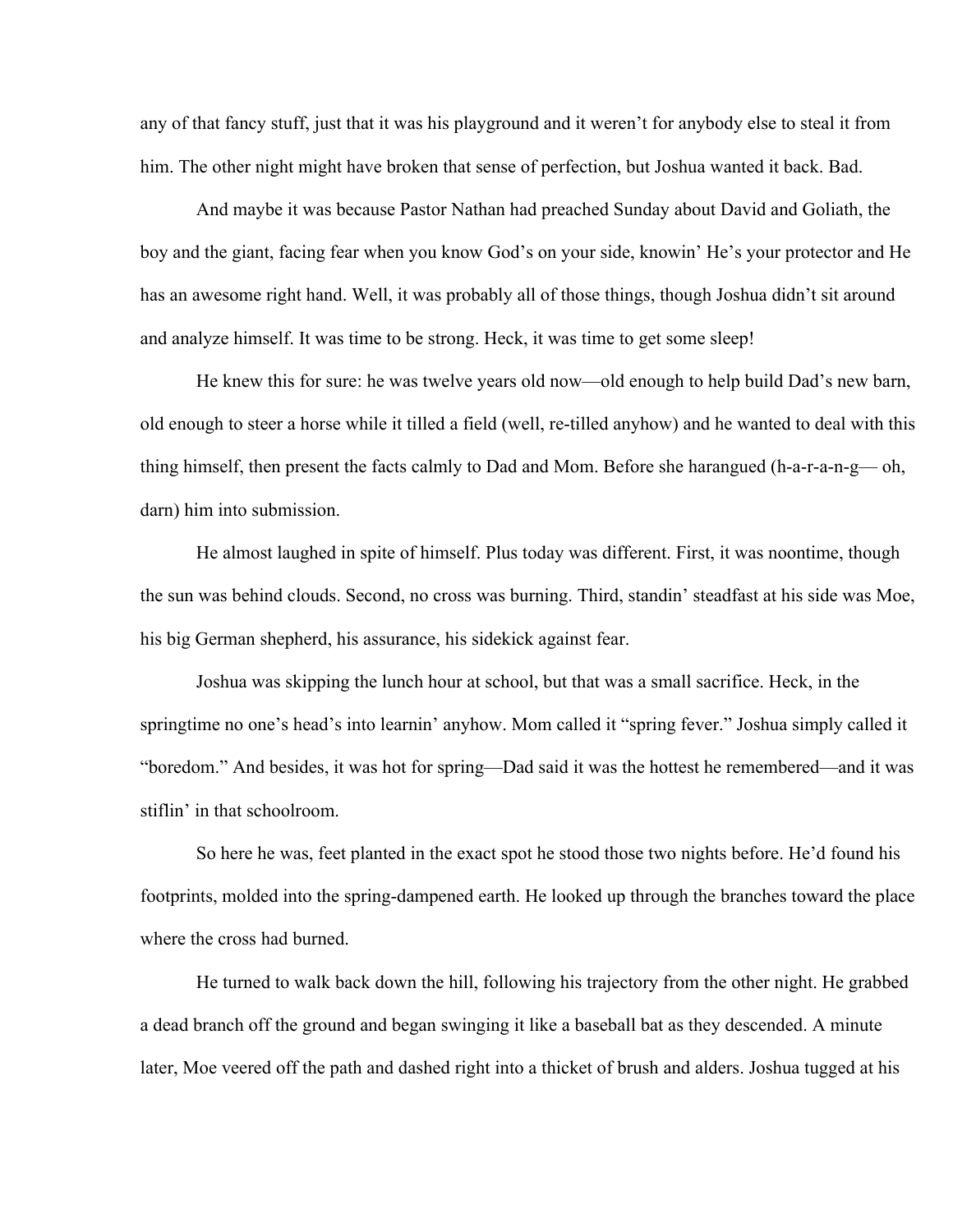any of that fancy stuff, just that it was his playground and it weren't for anybody else to steal it from him. The other night might have broken that sense of perfection, but Joshua wanted it back. Bad.

And maybe it was because Pastor Nathan had preached Sunday about David and Goliath, the boy and the giant, facing fear when you know God's on your side, knowin' He's your protector and He has an awesome right hand. Well, it was probably all of those things, though Joshua didn't sit around and analyze himself. It was time to be strong. Heck, it was time to get some sleep!

He knew this for sure: he was twelve years old now—old enough to help build Dad's new barn, old enough to steer a horse while it tilled a field (well, re-tilled anyhow) and he wanted to deal with this thing himself, then present the facts calmly to Dad and Mom. Before she harangued (h-a-r-a-n-g— oh, darn) him into submission.

He almost laughed in spite of himself. Plus today was different. First, it was noontime, though the sun was behind clouds. Second, no cross was burning. Third, standin' steadfast at his side was Moe, his big German shepherd, his assurance, his sidekick against fear.

Joshua was skipping the lunch hour at school, but that was a small sacrifice. Heck, in the springtime no one's head's into learnin' anyhow. Mom called it "spring fever." Joshua simply called it "boredom." And besides, it was hot for spring—Dad said it was the hottest he remembered—and it was stiflin' in that schoolroom.

So here he was, feet planted in the exact spot he stood those two nights before. He'd found his footprints, molded into the spring-dampened earth. He looked up through the branches toward the place where the cross had burned.

He turned to walk back down the hill, following his trajectory from the other night. He grabbed a dead branch off the ground and began swinging it like a baseball bat as they descended. A minute later, Moe veered off the path and dashed right into a thicket of brush and alders. Joshua tugged at his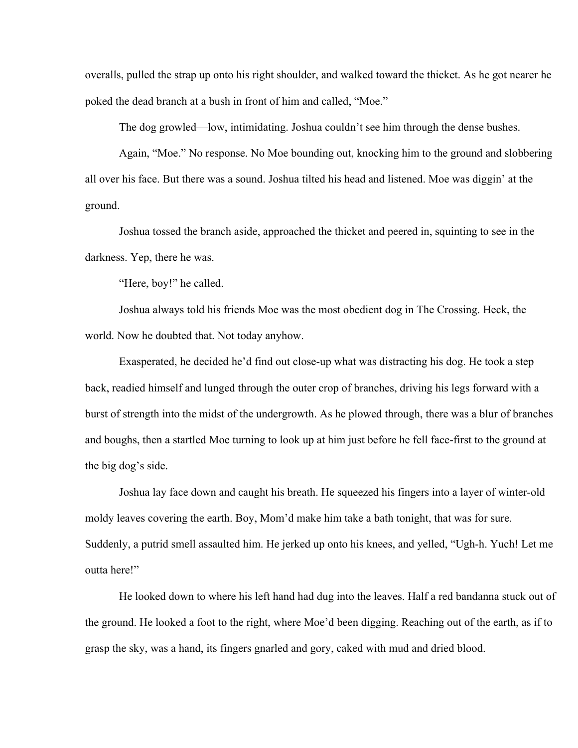overalls, pulled the strap up onto his right shoulder, and walked toward the thicket. As he got nearer he poked the dead branch at a bush in front of him and called, "Moe."

The dog growled—low, intimidating. Joshua couldn't see him through the dense bushes.

Again, "Moe." No response. No Moe bounding out, knocking him to the ground and slobbering all over his face. But there was a sound. Joshua tilted his head and listened. Moe was diggin' at the ground.

Joshua tossed the branch aside, approached the thicket and peered in, squinting to see in the darkness. Yep, there he was.

"Here, boy!" he called.

Joshua always told his friends Moe was the most obedient dog in The Crossing. Heck, the world. Now he doubted that. Not today anyhow.

Exasperated, he decided he'd find out close-up what was distracting his dog. He took a step back, readied himself and lunged through the outer crop of branches, driving his legs forward with a burst of strength into the midst of the undergrowth. As he plowed through, there was a blur of branches and boughs, then a startled Moe turning to look up at him just before he fell face-first to the ground at the big dog's side.

Joshua lay face down and caught his breath. He squeezed his fingers into a layer of winter-old moldy leaves covering the earth. Boy, Mom'd make him take a bath tonight, that was for sure. Suddenly, a putrid smell assaulted him. He jerked up onto his knees, and yelled, "Ugh-h. Yuch! Let me outta here!"

He looked down to where his left hand had dug into the leaves. Half a red bandanna stuck out of the ground. He looked a foot to the right, where Moe'd been digging. Reaching out of the earth, as if to grasp the sky, was a hand, its fingers gnarled and gory, caked with mud and dried blood.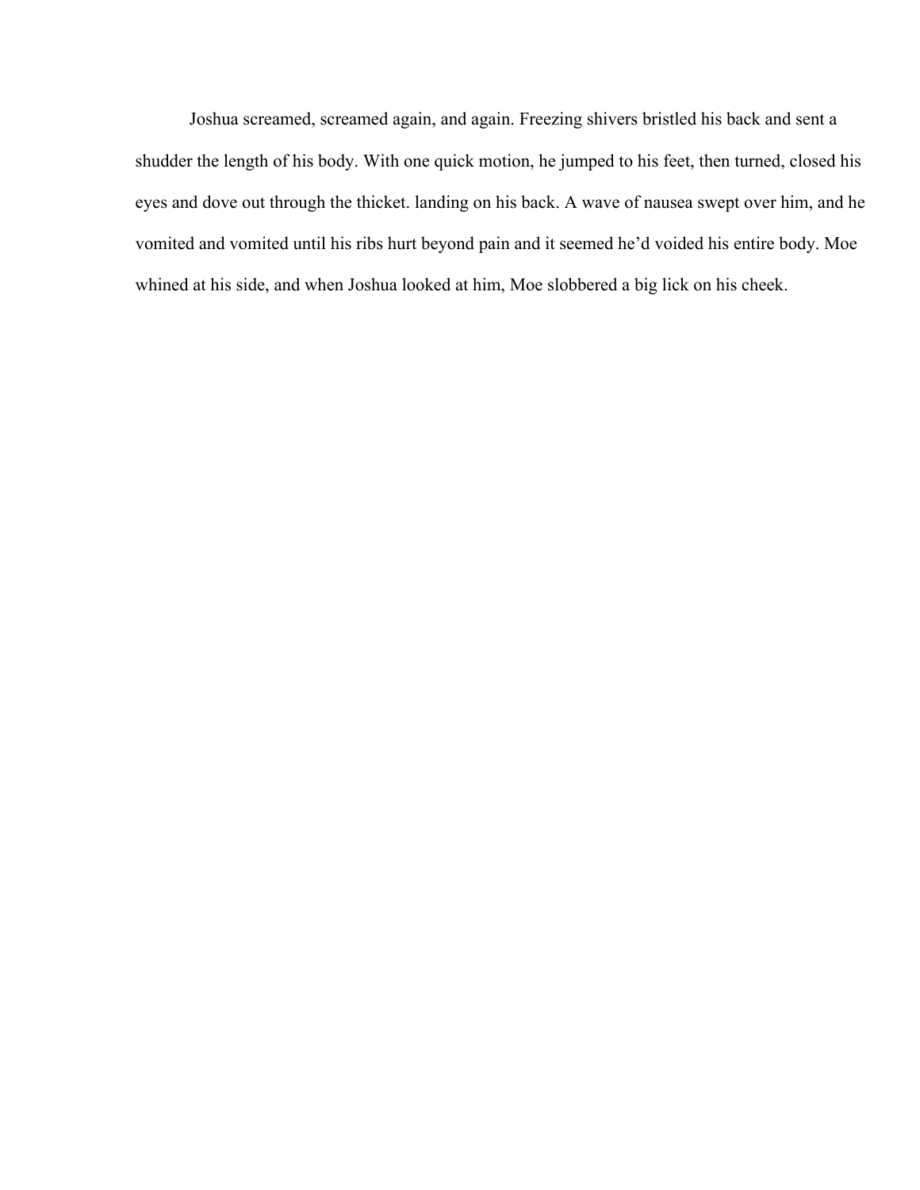Joshua screamed, screamed again, and again. Freezing shivers bristled his back and sent a shudder the length of his body. With one quick motion, he jumped to his feet, then turned, closed his eyes and dove out through the thicket. landing on his back. A wave of nausea swept over him, and he vomited and vomited until his ribs hurt beyond pain and it seemed he'd voided his entire body. Moe whined at his side, and when Joshua looked at him, Moe slobbered a big lick on his cheek.